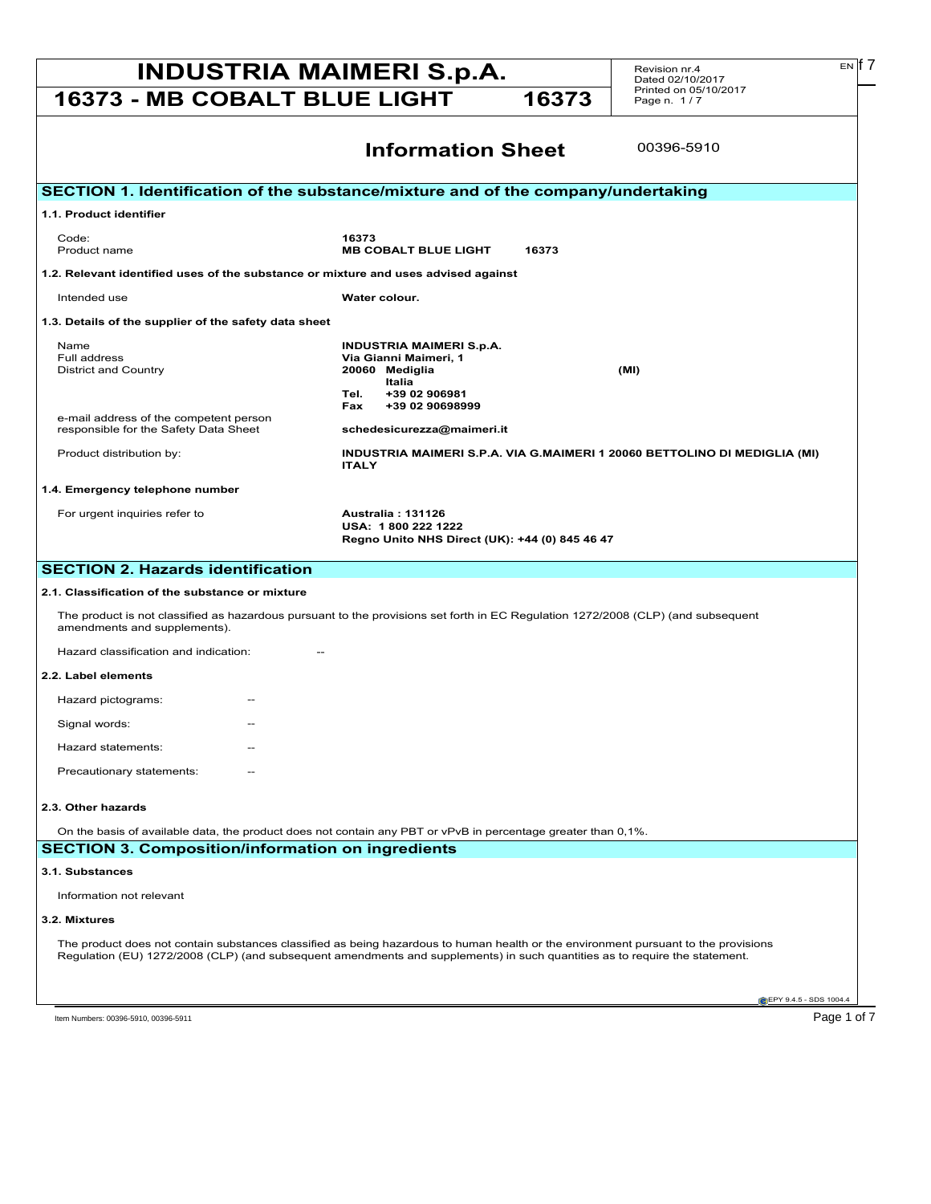# INDUSTRIA MAIMERI S.p.A.

## 16373 - MB COBALT BLUE LIGHT 16373

Revision nr.4
Dated 02/10/2017
Printed on 05/10/2017

## Information Sheet

00396-5910

## SECTION 1. Identification of the substance/mixture and of the company/undertaking

### 1.1. Product identifier

| | |
|---|---|
| Code: | **16373** |
| Product name | **MB COBALT BLUE LIGHT 16373** |

### 1.2. Relevant identified uses of the substance or mixture and uses advised against

| | |
|---|---|
| Intended use | **Water colour.** |

### 1.3. Details of the supplier of the safety data sheet

| | |
|---|---|
| Name | **INDUSTRIA MAIMERI S.p.A.** |
| Full address | **Via Gianni Maimeri, 1** |
| District and Country | **20060 Mediglia (MI)** <br> **Italia** <br> **Tel. +39 02 906981** <br> **Fax +39 02 90698999** |
| e-mail address of the competent person responsible for the Safety Data Sheet | **schedesicurezza@maimeri.it** |
| Product distribution by: | **INDUSTRIA MAIMERI S.P.A. VIA G.MAIMERI 1 20060 BETTOLINO DI MEDIGLIA (MI) ITALY** |

### 1.4. Emergency telephone number

| | |
|---|---|
| For urgent inquiries refer to | **Australia : 131126** <br> **USA: 1 800 222 1222** <br> **Regno Unito NHS Direct (UK): +44 (0) 845 46 47** |

## SECTION 2. Hazards identification

### 2.1. Classification of the substance or mixture

The product is not classified as hazardous pursuant to the provisions set forth in EC Regulation 1272/2008 (CLP) (and subsequent amendments and supplements).

Hazard classification and indication: --

### 2.2. Label elements

Hazard pictograms: --

Signal words: --

Hazard statements: --

Precautionary statements: --

### 2.3. Other hazards

On the basis of available data, the product does not contain any PBT or vPvB in percentage greater than 0,1%.

## SECTION 3. Composition/information on ingredients

### 3.1. Substances

Information not relevant

### 3.2. Mixtures

The product does not contain substances classified as being hazardous to human health or the environment pursuant to the provisions Regulation (EU) 1272/2008 (CLP) (and subsequent amendments and supplements) in such quantities as to require the statement.

Item Numbers: 00396-5910, 00396-5911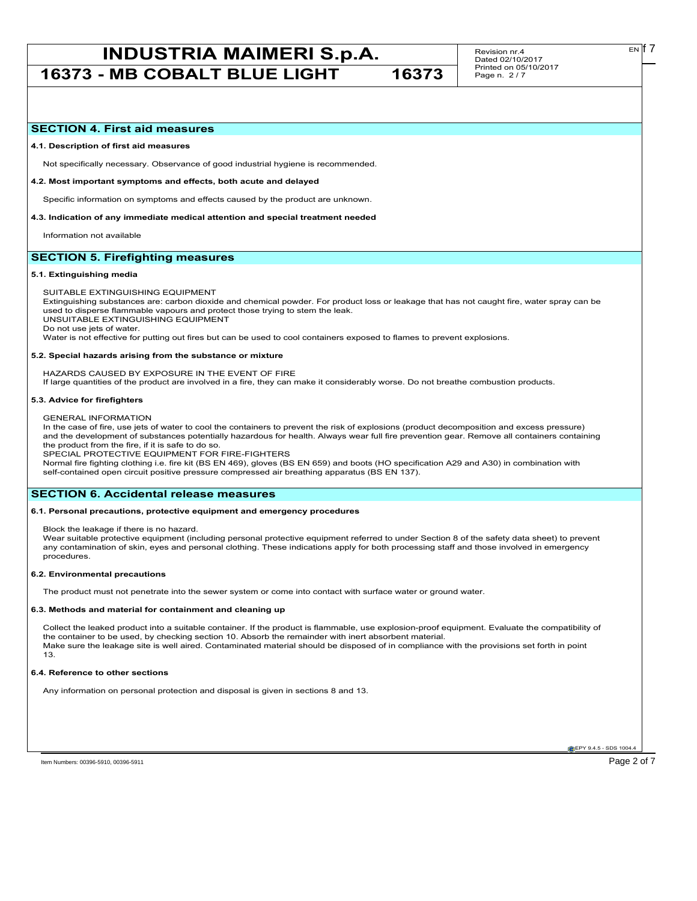## SECTION 4. First aid measures

### 4.1. Description of first aid measures

Not specifically necessary. Observance of good industrial hygiene is recommended.

### 4.2. Most important symptoms and effects, both acute and delayed

Specific information on symptoms and effects caused by the product are unknown.

### 4.3. Indication of any immediate medical attention and special treatment needed

Information not available

## SECTION 5. Firefighting measures

### 5.1. Extinguishing media

SUITABLE EXTINGUISHING EQUIPMENT
Extinguishing substances are: carbon dioxide and chemical powder. For product loss or leakage that has not caught fire, water spray can be used to disperse flammable vapours and protect those trying to stem the leak.
UNSUITABLE EXTINGUISHING EQUIPMENT
Do not use jets of water.
Water is not effective for putting out fires but can be used to cool containers exposed to flames to prevent explosions.

### 5.2. Special hazards arising from the substance or mixture

HAZARDS CAUSED BY EXPOSURE IN THE EVENT OF FIRE
If large quantities of the product are involved in a fire, they can make it considerably worse. Do not breathe combustion products.

### 5.3. Advice for firefighters

GENERAL INFORMATION
In the case of fire, use jets of water to cool the containers to prevent the risk of explosions (product decomposition and excess pressure) and the development of substances potentially hazardous for health. Always wear full fire prevention gear. Remove all containers containing the product from the fire, if it is safe to do so.
SPECIAL PROTECTIVE EQUIPMENT FOR FIRE-FIGHTERS
Normal fire fighting clothing i.e. fire kit (BS EN 469), gloves (BS EN 659) and boots (HO specification A29 and A30) in combination with self-contained open circuit positive pressure compressed air breathing apparatus (BS EN 137).

## SECTION 6. Accidental release measures

### 6.1. Personal precautions, protective equipment and emergency procedures

Block the leakage if there is no hazard.
Wear suitable protective equipment (including personal protective equipment referred to under Section 8 of the safety data sheet) to prevent any contamination of skin, eyes and personal clothing. These indications apply for both processing staff and those involved in emergency procedures.

### 6.2. Environmental precautions

The product must not penetrate into the sewer system or come into contact with surface water or ground water.

### 6.3. Methods and material for containment and cleaning up

Collect the leaked product into a suitable container. If the product is flammable, use explosion-proof equipment. Evaluate the compatibility of the container to be used, by checking section 10. Absorb the remainder with inert absorbent material.
Make sure the leakage site is well aired. Contaminated material should be disposed of in compliance with the provisions set forth in point 13.

### 6.4. Reference to other sections

Any information on personal protection and disposal is given in sections 8 and 13.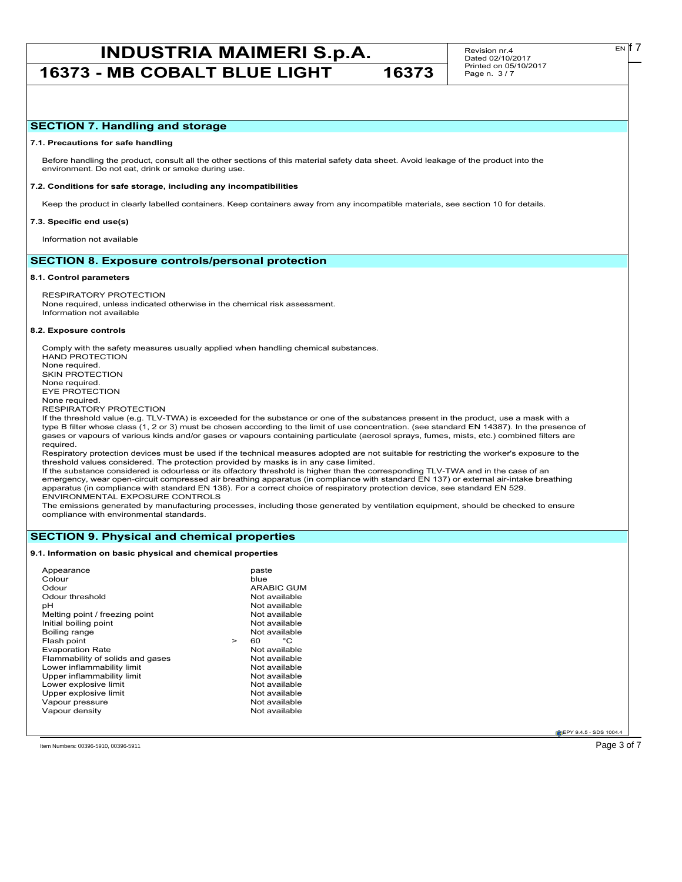## SECTION 7. Handling and storage

### 7.1. Precautions for safe handling

Before handling the product, consult all the other sections of this material safety data sheet. Avoid leakage of the product into the environment. Do not eat, drink or smoke during use.

### 7.2. Conditions for safe storage, including any incompatibilities

Keep the product in clearly labelled containers. Keep containers away from any incompatible materials, see section 10 for details.

### 7.3. Specific end use(s)

Information not available

## SECTION 8. Exposure controls/personal protection

### 8.1. Control parameters

RESPIRATORY PROTECTION
None required, unless indicated otherwise in the chemical risk assessment.
Information not available

### 8.2. Exposure controls

Comply with the safety measures usually applied when handling chemical substances.
HAND PROTECTION
None required.
SKIN PROTECTION
None required.
EYE PROTECTION
None required.
RESPIRATORY PROTECTION
If the threshold value (e.g. TLV-TWA) is exceeded for the substance or one of the substances present in the product, use a mask with a type B filter whose class (1, 2 or 3) must be chosen according to the limit of use concentration. (see standard EN 14387). In the presence of gases or vapours of various kinds and/or gases or vapours containing particulate (aerosol sprays, fumes, mists, etc.) combined filters are required.
Respiratory protection devices must be used if the technical measures adopted are not suitable for restricting the worker's exposure to the threshold values considered. The protection provided by masks is in any case limited.
If the substance considered is odourless or its olfactory threshold is higher than the corresponding TLV-TWA and in the case of an emergency, wear open-circuit compressed air breathing apparatus (in compliance with standard EN 137) or external air-intake breathing apparatus (in compliance with standard EN 138). For a correct choice of respiratory protection device, see standard EN 529.
ENVIRONMENTAL EXPOSURE CONTROLS
The emissions generated by manufacturing processes, including those generated by ventilation equipment, should be checked to ensure compliance with environmental standards.

## SECTION 9. Physical and chemical properties

### 9.1. Information on basic physical and chemical properties

| Property | Value |
|---|---|
| Appearance | paste |
| Colour | blue |
| Odour | ARABIC GUM |
| Odour threshold | Not available |
| pH | Not available |
| Melting point / freezing point | Not available |
| Initial boiling point | Not available |
| Boiling range | Not available |
| Flash point | > 60 °C |
| Evaporation Rate | Not available |
| Flammability of solids and gases | Not available |
| Lower inflammability limit | Not available |
| Upper inflammability limit | Not available |
| Lower explosive limit | Not available |
| Upper explosive limit | Not available |
| Vapour pressure | Not available |
| Vapour density | Not available |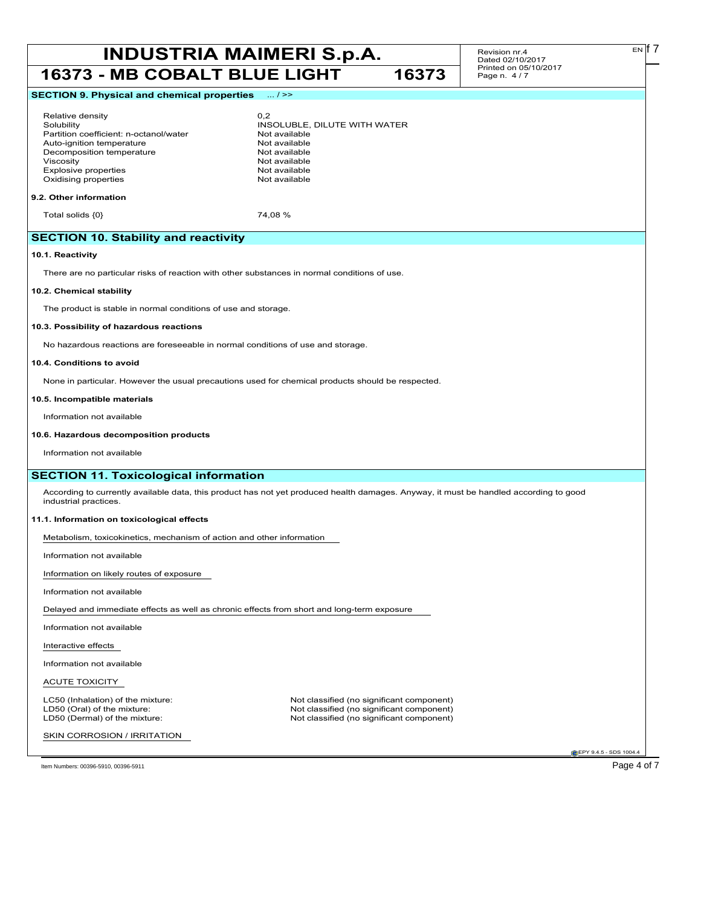## SECTION 9. Physical and chemical properties ... / >>

| | |
|---|---|
| Relative density | 0,2 |
| Solubility | INSOLUBLE, DILUTE WITH WATER |
| Partition coefficient: n-octanol/water | Not available |
| Auto-ignition temperature | Not available |
| Decomposition temperature | Not available |
| Viscosity | Not available |
| Explosive properties | Not available |
| Oxidising properties | Not available |

### 9.2. Other information

| | |
|---|---|
| Total solids {0} | 74,08 % |

## SECTION 10. Stability and reactivity

### 10.1. Reactivity

There are no particular risks of reaction with other substances in normal conditions of use.

### 10.2. Chemical stability

The product is stable in normal conditions of use and storage.

### 10.3. Possibility of hazardous reactions

No hazardous reactions are foreseeable in normal conditions of use and storage.

### 10.4. Conditions to avoid

None in particular. However the usual precautions used for chemical products should be respected.

### 10.5. Incompatible materials

Information not available

### 10.6. Hazardous decomposition products

Information not available

## SECTION 11. Toxicological information

According to currently available data, this product has not yet produced health damages. Anyway, it must be handled according to good industrial practices.

### 11.1. Information on toxicological effects

Metabolism, toxicokinetics, mechanism of action and other information

Information not available

Information on likely routes of exposure

Information not available

Delayed and immediate effects as well as chronic effects from short and long-term exposure

Information not available

Interactive effects

Information not available

ACUTE TOXICITY

| | |
|---|---|
| LC50 (Inhalation) of the mixture: | Not classified (no significant component) |
| LD50 (Oral) of the mixture: | Not classified (no significant component) |
| LD50 (Dermal) of the mixture: | Not classified (no significant component) |

SKIN CORROSION / IRRITATION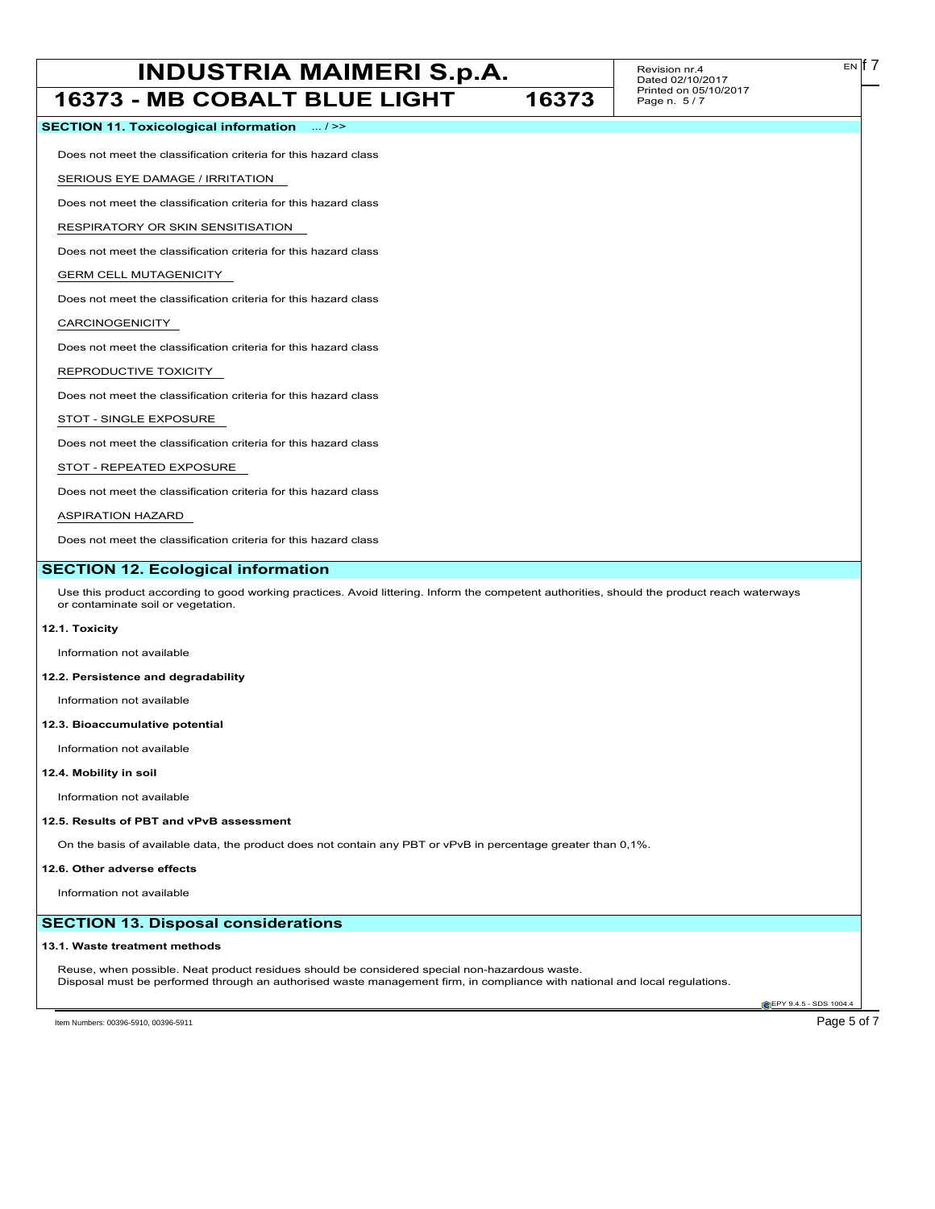**SECTION 11. Toxicological information** ... / >>

Does not meet the classification criteria for this hazard class

SERIOUS EYE DAMAGE / IRRITATION

Does not meet the classification criteria for this hazard class

RESPIRATORY OR SKIN SENSITISATION

Does not meet the classification criteria for this hazard class

GERM CELL MUTAGENICITY

Does not meet the classification criteria for this hazard class

CARCINOGENICITY

Does not meet the classification criteria for this hazard class

REPRODUCTIVE TOXICITY

Does not meet the classification criteria for this hazard class

STOT - SINGLE EXPOSURE

Does not meet the classification criteria for this hazard class

STOT - REPEATED EXPOSURE

Does not meet the classification criteria for this hazard class

ASPIRATION HAZARD

Does not meet the classification criteria for this hazard class

## SECTION 12. Ecological information

Use this product according to good working practices. Avoid littering. Inform the competent authorities, should the product reach waterways or contaminate soil or vegetation.

**12.1. Toxicity**

Information not available

**12.2. Persistence and degradability**

Information not available

**12.3. Bioaccumulative potential**

Information not available

**12.4. Mobility in soil**

Information not available

**12.5. Results of PBT and vPvB assessment**

On the basis of available data, the product does not contain any PBT or vPvB in percentage greater than 0,1%.

**12.6. Other adverse effects**

Information not available

## SECTION 13. Disposal considerations

**13.1. Waste treatment methods**

Reuse, when possible. Neat product residues should be considered special non-hazardous waste.
Disposal must be performed through an authorised waste management firm, in compliance with national and local regulations.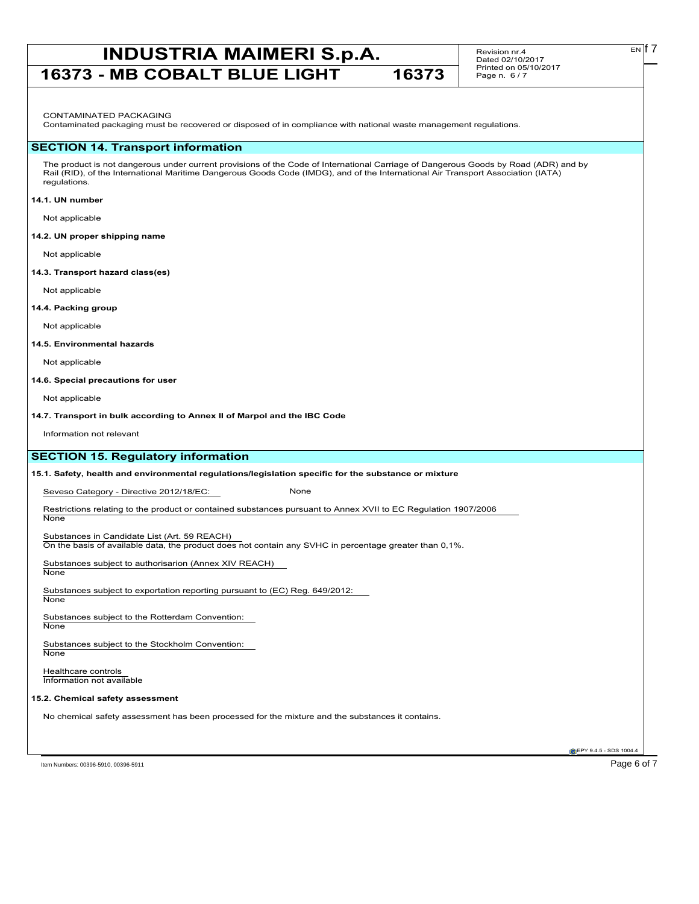CONTAMINATED PACKAGING
Contaminated packaging must be recovered or disposed of in compliance with national waste management regulations.

## SECTION 14. Transport information

The product is not dangerous under current provisions of the Code of International Carriage of Dangerous Goods by Road (ADR) and by Rail (RID), of the International Maritime Dangerous Goods Code (IMDG), and of the International Air Transport Association (IATA) regulations.

**14.1. UN number**

Not applicable

**14.2. UN proper shipping name**

Not applicable

**14.3. Transport hazard class(es)**

Not applicable

**14.4. Packing group**

Not applicable

**14.5. Environmental hazards**

Not applicable

**14.6. Special precautions for user**

Not applicable

**14.7. Transport in bulk according to Annex II of Marpol and the IBC Code**

Information not relevant

## SECTION 15. Regulatory information

**15.1. Safety, health and environmental regulations/legislation specific for the substance or mixture**

Seveso Category - Directive 2012/18/EC: None

Restrictions relating to the product or contained substances pursuant to Annex XVII to EC Regulation 1907/2006
None

Substances in Candidate List (Art. 59 REACH)
On the basis of available data, the product does not contain any SVHC in percentage greater than 0,1%.

Substances subject to authorisarion (Annex XIV REACH)
None

Substances subject to exportation reporting pursuant to (EC) Reg. 649/2012:
None

Substances subject to the Rotterdam Convention:
None

Substances subject to the Stockholm Convention:
None

Healthcare controls
Information not available

**15.2. Chemical safety assessment**

No chemical safety assessment has been processed for the mixture and the substances it contains.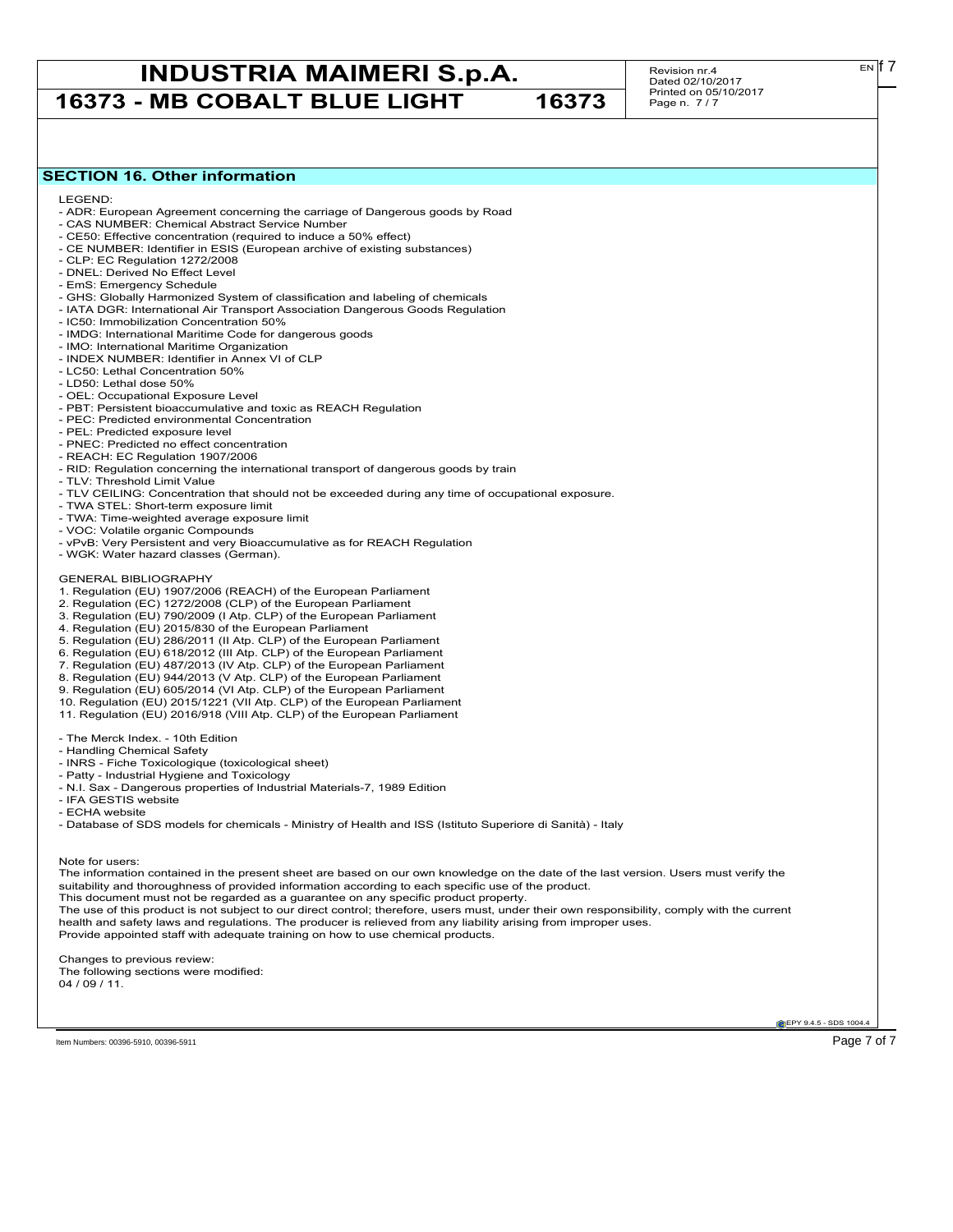## SECTION 16. Other information

LEGEND:
- ADR: European Agreement concerning the carriage of Dangerous goods by Road
- CAS NUMBER: Chemical Abstract Service Number
- CE50: Effective concentration (required to induce a 50% effect)
- CE NUMBER: Identifier in ESIS (European archive of existing substances)
- CLP: EC Regulation 1272/2008
- DNEL: Derived No Effect Level
- EmS: Emergency Schedule
- GHS: Globally Harmonized System of classification and labeling of chemicals
- IATA DGR: International Air Transport Association Dangerous Goods Regulation
- IC50: Immobilization Concentration 50%
- IMDG: International Maritime Code for dangerous goods
- IMO: International Maritime Organization
- INDEX NUMBER: Identifier in Annex VI of CLP
- LC50: Lethal Concentration 50%
- LD50: Lethal dose 50%
- OEL: Occupational Exposure Level
- PBT: Persistent bioaccumulative and toxic as REACH Regulation
- PEC: Predicted environmental Concentration
- PEL: Predicted exposure level
- PNEC: Predicted no effect concentration
- REACH: EC Regulation 1907/2006
- RID: Regulation concerning the international transport of dangerous goods by train
- TLV: Threshold Limit Value
- TLV CEILING: Concentration that should not be exceeded during any time of occupational exposure.
- TWA STEL: Short-term exposure limit
- TWA: Time-weighted average exposure limit
- VOC: Volatile organic Compounds
- vPvB: Very Persistent and very Bioaccumulative as for REACH Regulation
- WGK: Water hazard classes (German).

GENERAL BIBLIOGRAPHY
1. Regulation (EU) 1907/2006 (REACH) of the European Parliament
2. Regulation (EC) 1272/2008 (CLP) of the European Parliament
3. Regulation (EU) 790/2009 (I Atp. CLP) of the European Parliament
4. Regulation (EU) 2015/830 of the European Parliament
5. Regulation (EU) 286/2011 (II Atp. CLP) of the European Parliament
6. Regulation (EU) 618/2012 (III Atp. CLP) of the European Parliament
7. Regulation (EU) 487/2013 (IV Atp. CLP) of the European Parliament
8. Regulation (EU) 944/2013 (V Atp. CLP) of the European Parliament
9. Regulation (EU) 605/2014 (VI Atp. CLP) of the European Parliament
10. Regulation (EU) 2015/1221 (VII Atp. CLP) of the European Parliament
11. Regulation (EU) 2016/918 (VIII Atp. CLP) of the European Parliament

- The Merck Index. - 10th Edition
- Handling Chemical Safety
- INRS - Fiche Toxicologique (toxicological sheet)
- Patty - Industrial Hygiene and Toxicology
- N.I. Sax - Dangerous properties of Industrial Materials-7, 1989 Edition
- IFA GESTIS website
- ECHA website
- Database of SDS models for chemicals - Ministry of Health and ISS (Istituto Superiore di Sanità) - Italy

Note for users:
The information contained in the present sheet are based on our own knowledge on the date of the last version. Users must verify the suitability and thoroughness of provided information according to each specific use of the product.
This document must not be regarded as a guarantee on any specific product property.
The use of this product is not subject to our direct control; therefore, users must, under their own responsibility, comply with the current health and safety laws and regulations. The producer is relieved from any liability arising from improper uses.
Provide appointed staff with adequate training on how to use chemical products.

Changes to previous review:
The following sections were modified:
04 / 09 / 11.